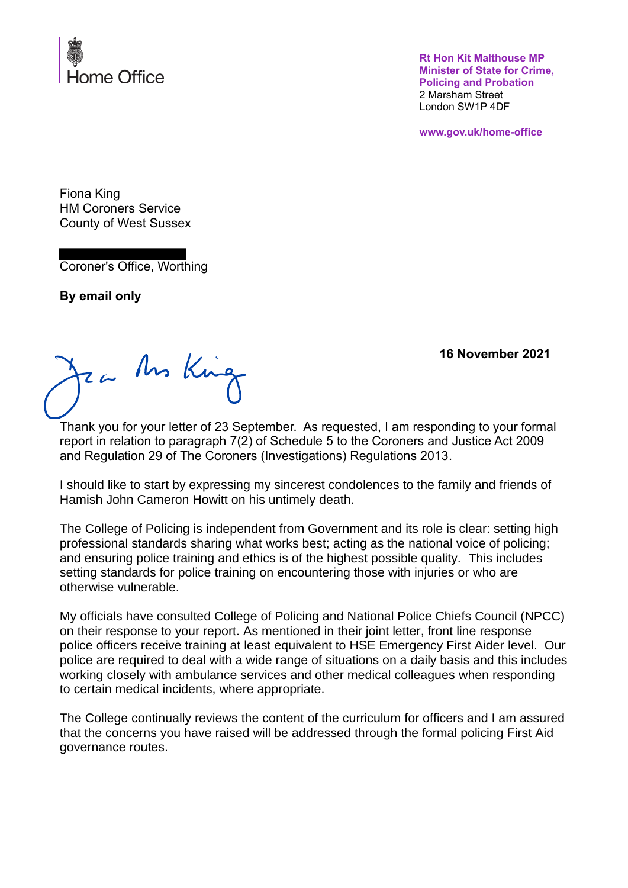Home Office

**Rt Hon Kit Malthouse MP**
**Minister of State for Crime, Policing and Probation**
2 Marsham Street
London SW1P 4DF

**www.gov.uk/home-office**

Fiona King
HM Coroners Service
County of West Sussex

Coroner's Office, Worthing

**By email only**

**16 November 2021**

Dear Ms King

Thank you for your letter of 23 September. As requested, I am responding to your formal report in relation to paragraph 7(2) of Schedule 5 to the Coroners and Justice Act 2009 and Regulation 29 of The Coroners (Investigations) Regulations 2013.

I should like to start by expressing my sincerest condolences to the family and friends of Hamish John Cameron Howitt on his untimely death.

The College of Policing is independent from Government and its role is clear: setting high professional standards sharing what works best; acting as the national voice of policing; and ensuring police training and ethics is of the highest possible quality. This includes setting standards for police training on encountering those with injuries or who are otherwise vulnerable.

My officials have consulted College of Policing and National Police Chiefs Council (NPCC) on their response to your report. As mentioned in their joint letter, front line response police officers receive training at least equivalent to HSE Emergency First Aider level. Our police are required to deal with a wide range of situations on a daily basis and this includes working closely with ambulance services and other medical colleagues when responding to certain medical incidents, where appropriate.

The College continually reviews the content of the curriculum for officers and I am assured that the concerns you have raised will be addressed through the formal policing First Aid governance routes.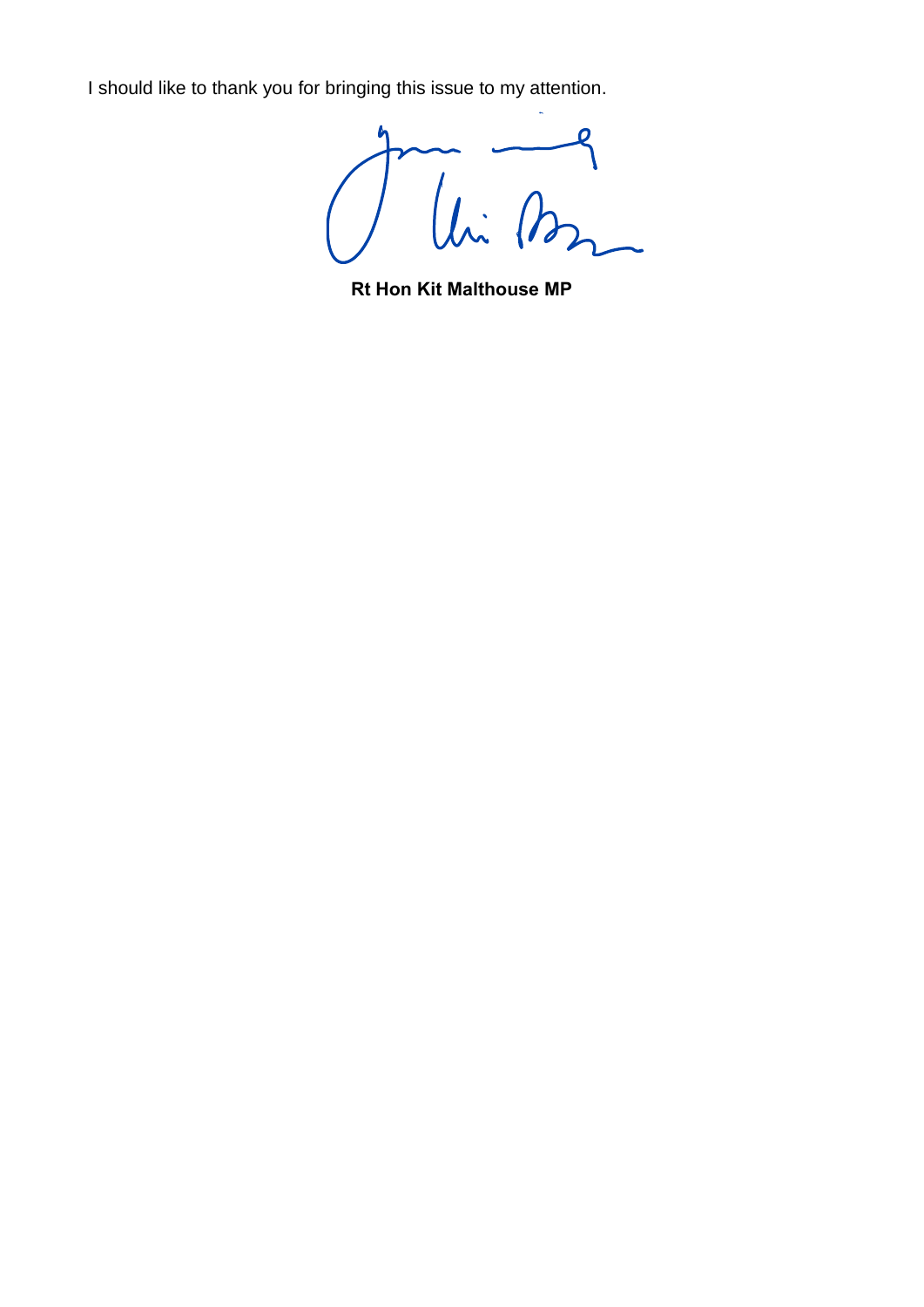I should like to thank you for bringing this issue to my attention.

**Rt Hon Kit Malthouse MP**